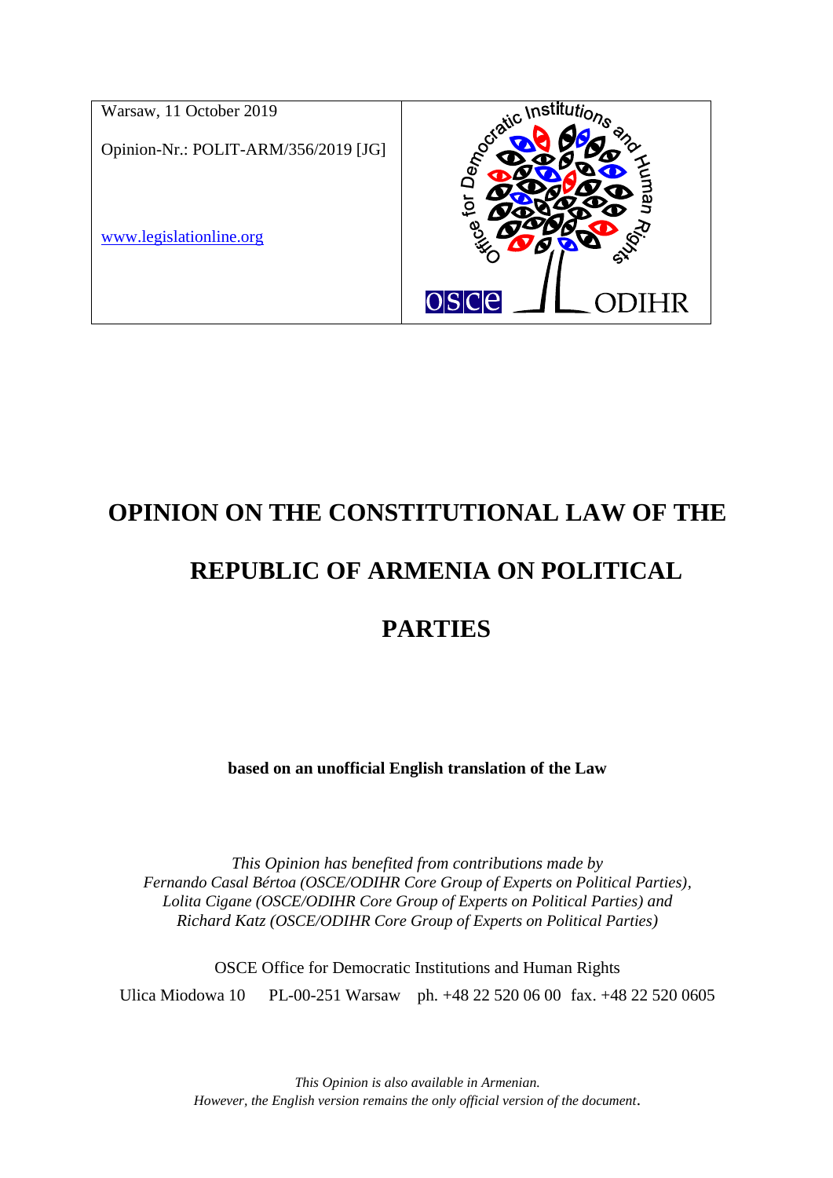Warsaw, 11 October 2019

Opinion-Nr.: POLIT-ARM/356/2019 [JG]

[www.legislationline.org](http://www.legislationline.org)

# OPINION ON THE CONSTITUTIONAL LAW OF THE REPUBLIC OF ARMENIA ON POLITICAL PARTIES

**based on an unofficial English translation of the Law**

*This Opinion has benefited from contributions made by Fernando Casal Bértoa (OSCE/ODIHR Core Group of Experts on Political Parties), Lolita Cigane (OSCE/ODIHR Core Group of Experts on Political Parties) and Richard Katz (OSCE/ODIHR Core Group of Experts on Political Parties)*

OSCE Office for Democratic Institutions and Human Rights

Ulica Miodowa 10 PL-00-251 Warsaw ph. +48 22 520 06 00 fax. +48 22 520 0605

*This Opinion is also available in Armenian. However, the English version remains the only official version of the document.*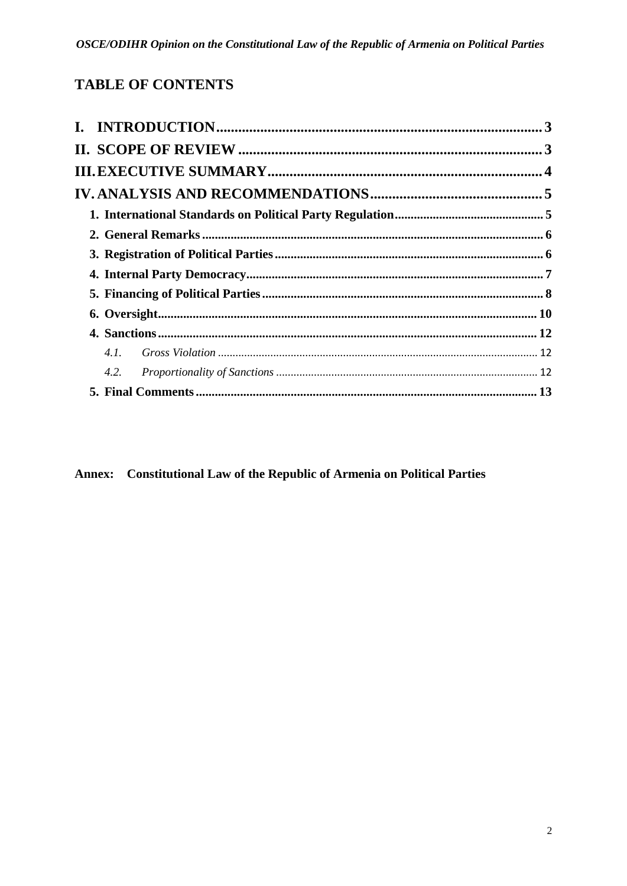# TABLE OF CONTENTS

**I. INTRODUCTION** ........ 3

**II. SCOPE OF REVIEW** ........ 3

**III. EXECUTIVE SUMMARY** ........ 4

**IV. ANALYSIS AND RECOMMENDATIONS** ........ 5

- **1. International Standards on Political Party Regulation** ........ 5
- **2. General Remarks** ........ 6
- **3. Registration of Political Parties** ........ 6
- **4. Internal Party Democracy** ........ 7
- **5. Financing of Political Parties** ........ 8
- **6. Oversight** ........ 10
- **4. Sanctions** ........ 12
  - *4.1. Gross Violation* ........ 12
  - *4.2. Proportionality of Sanctions* ........ 12
- **5. Final Comments** ........ 13

**Annex: Constitutional Law of the Republic of Armenia on Political Parties**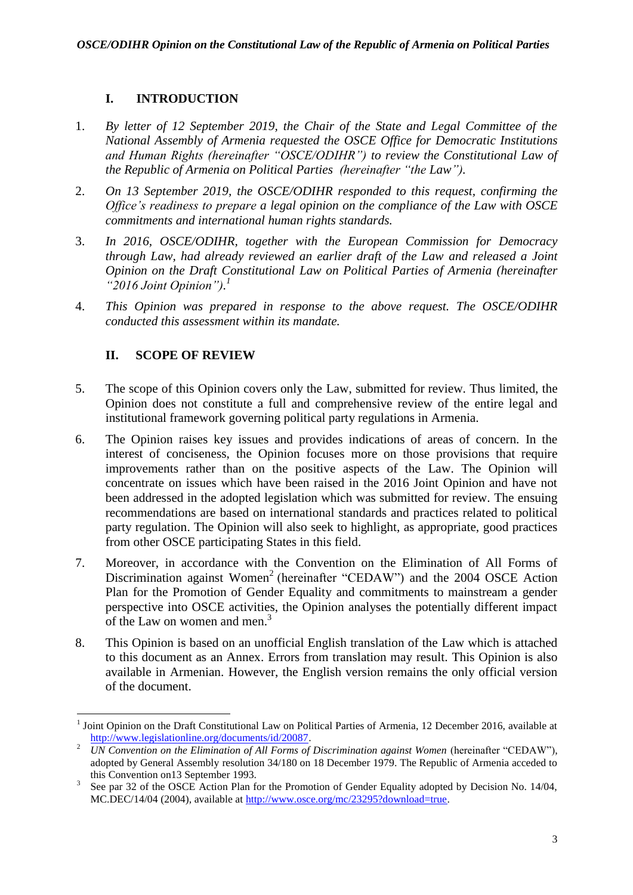## I. INTRODUCTION

1. *By letter of 12 September 2019, the Chair of the State and Legal Committee of the National Assembly of Armenia requested the OSCE Office for Democratic Institutions and Human Rights (hereinafter "OSCE/ODIHR") to review the Constitutional Law of the Republic of Armenia on Political Parties (hereinafter "the Law").*

2. *On 13 September 2019, the OSCE/ODIHR responded to this request, confirming the Office's readiness to prepare a legal opinion on the compliance of the Law with OSCE commitments and international human rights standards.*

3. *In 2016, OSCE/ODIHR, together with the European Commission for Democracy through Law, had already reviewed an earlier draft of the Law and released a Joint Opinion on the Draft Constitutional Law on Political Parties of Armenia (hereinafter "2016 Joint Opinion").*[1]

4. *This Opinion was prepared in response to the above request. The OSCE/ODIHR conducted this assessment within its mandate.*

## II. SCOPE OF REVIEW

5. The scope of this Opinion covers only the Law, submitted for review. Thus limited, the Opinion does not constitute a full and comprehensive review of the entire legal and institutional framework governing political party regulations in Armenia.

6. The Opinion raises key issues and provides indications of areas of concern. In the interest of conciseness, the Opinion focuses more on those provisions that require improvements rather than on the positive aspects of the Law. The Opinion will concentrate on issues which have been raised in the 2016 Joint Opinion and have not been addressed in the adopted legislation which was submitted for review. The ensuing recommendations are based on international standards and practices related to political party regulation. The Opinion will also seek to highlight, as appropriate, good practices from other OSCE participating States in this field.

7. Moreover, in accordance with the Convention on the Elimination of All Forms of Discrimination against Women[2] (hereinafter "CEDAW") and the 2004 OSCE Action Plan for the Promotion of Gender Equality and commitments to mainstream a gender perspective into OSCE activities, the Opinion analyses the potentially different impact of the Law on women and men.[3]

8. This Opinion is based on an unofficial English translation of the Law which is attached to this document as an Annex. Errors from translation may result. This Opinion is also available in Armenian. However, the English version remains the only official version of the document.

---

[1] Joint Opinion on the Draft Constitutional Law on Political Parties of Armenia, 12 December 2016, available at http://www.legislationline.org/documents/id/20087.

[2] *UN Convention on the Elimination of All Forms of Discrimination against Women* (hereinafter "CEDAW"), adopted by General Assembly resolution 34/180 on 18 December 1979. The Republic of Armenia acceded to this Convention on13 September 1993.

[3] See par 32 of the OSCE Action Plan for the Promotion of Gender Equality adopted by Decision No. 14/04, MC.DEC/14/04 (2004), available at http://www.osce.org/mc/23295?download=true.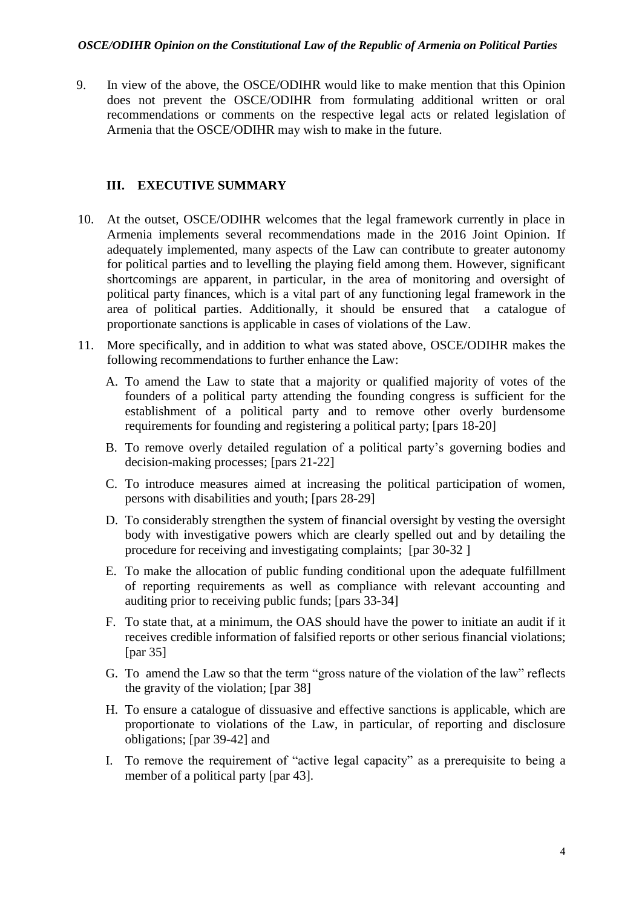9. In view of the above, the OSCE/ODIHR would like to make mention that this Opinion does not prevent the OSCE/ODIHR from formulating additional written or oral recommendations or comments on the respective legal acts or related legislation of Armenia that the OSCE/ODIHR may wish to make in the future.

## III. EXECUTIVE SUMMARY

10. At the outset, OSCE/ODIHR welcomes that the legal framework currently in place in Armenia implements several recommendations made in the 2016 Joint Opinion. If adequately implemented, many aspects of the Law can contribute to greater autonomy for political parties and to levelling the playing field among them. However, significant shortcomings are apparent, in particular, in the area of monitoring and oversight of political party finances, which is a vital part of any functioning legal framework in the area of political parties. Additionally, it should be ensured that a catalogue of proportionate sanctions is applicable in cases of violations of the Law.

11. More specifically, and in addition to what was stated above, OSCE/ODIHR makes the following recommendations to further enhance the Law:

    A. To amend the Law to state that a majority or qualified majority of votes of the founders of a political party attending the founding congress is sufficient for the establishment of a political party and to remove other overly burdensome requirements for founding and registering a political party; [pars 18-20]

    B. To remove overly detailed regulation of a political party's governing bodies and decision-making processes; [pars 21-22]

    C. To introduce measures aimed at increasing the political participation of women, persons with disabilities and youth; [pars 28-29]

    D. To considerably strengthen the system of financial oversight by vesting the oversight body with investigative powers which are clearly spelled out and by detailing the procedure for receiving and investigating complaints; [par 30-32 ]

    E. To make the allocation of public funding conditional upon the adequate fulfillment of reporting requirements as well as compliance with relevant accounting and auditing prior to receiving public funds; [pars 33-34]

    F. To state that, at a minimum, the OAS should have the power to initiate an audit if it receives credible information of falsified reports or other serious financial violations; [par 35]

    G. To amend the Law so that the term "gross nature of the violation of the law" reflects the gravity of the violation; [par 38]

    H. To ensure a catalogue of dissuasive and effective sanctions is applicable, which are proportionate to violations of the Law, in particular, of reporting and disclosure obligations; [par 39-42] and

    I. To remove the requirement of "active legal capacity" as a prerequisite to being a member of a political party [par 43].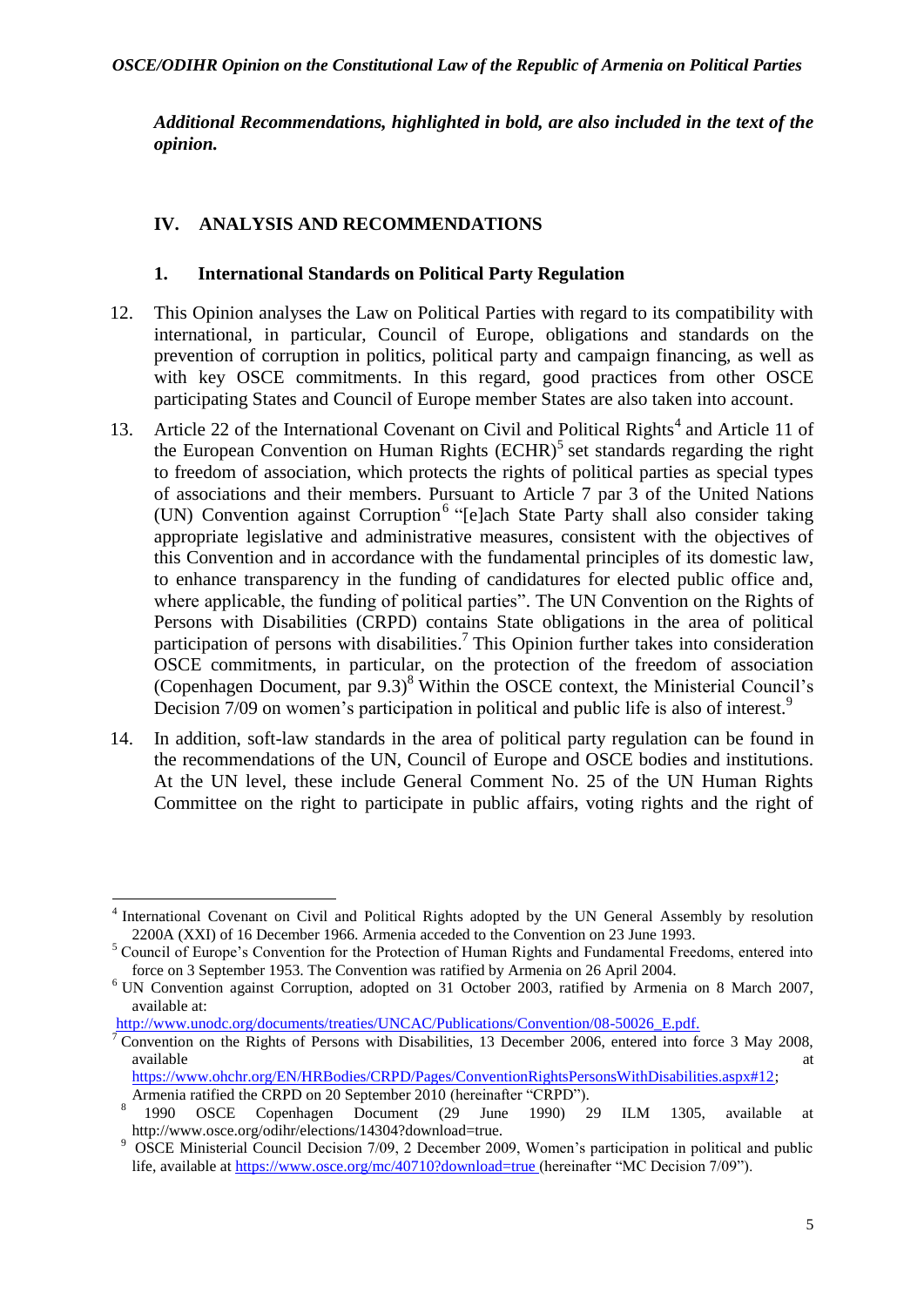***Additional Recommendations, highlighted in bold, are also included in the text of the opinion.***

## IV. ANALYSIS AND RECOMMENDATIONS

### 1. International Standards on Political Party Regulation

12. This Opinion analyses the Law on Political Parties with regard to its compatibility with international, in particular, Council of Europe, obligations and standards on the prevention of corruption in politics, political party and campaign financing, as well as with key OSCE commitments. In this regard, good practices from other OSCE participating States and Council of Europe member States are also taken into account.

13. Article 22 of the International Covenant on Civil and Political Rights[4] and Article 11 of the European Convention on Human Rights (ECHR)[5] set standards regarding the right to freedom of association, which protects the rights of political parties as special types of associations and their members. Pursuant to Article 7 par 3 of the United Nations (UN) Convention against Corruption[6] "[e]ach State Party shall also consider taking appropriate legislative and administrative measures, consistent with the objectives of this Convention and in accordance with the fundamental principles of its domestic law, to enhance transparency in the funding of candidatures for elected public office and, where applicable, the funding of political parties". The UN Convention on the Rights of Persons with Disabilities (CRPD) contains State obligations in the area of political participation of persons with disabilities.[7] This Opinion further takes into consideration OSCE commitments, in particular, on the protection of the freedom of association (Copenhagen Document, par 9.3)[8] Within the OSCE context, the Ministerial Council's Decision 7/09 on women's participation in political and public life is also of interest.[9]

14. In addition, soft-law standards in the area of political party regulation can be found in the recommendations of the UN, Council of Europe and OSCE bodies and institutions. At the UN level, these include General Comment No. 25 of the UN Human Rights Committee on the right to participate in public affairs, voting rights and the right of

---

[4] International Covenant on Civil and Political Rights adopted by the UN General Assembly by resolution 2200A (XXI) of 16 December 1966. Armenia acceded to the Convention on 23 June 1993.

[5] Council of Europe's Convention for the Protection of Human Rights and Fundamental Freedoms, entered into force on 3 September 1953. The Convention was ratified by Armenia on 26 April 2004.

[6] UN Convention against Corruption, adopted on 31 October 2003, ratified by Armenia on 8 March 2007, available at: http://www.unodc.org/documents/treaties/UNCAC/Publications/Convention/08-50026_E.pdf.

[7] Convention on the Rights of Persons with Disabilities, 13 December 2006, entered into force 3 May 2008, available at https://www.ohchr.org/EN/HRBodies/CRPD/Pages/ConventionRightsPersonsWithDisabilities.aspx#12; Armenia ratified the CRPD on 20 September 2010 (hereinafter "CRPD").

[8] 1990 OSCE Copenhagen Document (29 June 1990) 29 ILM 1305, available at http://www.osce.org/odihr/elections/14304?download=true.

[9] OSCE Ministerial Council Decision 7/09, 2 December 2009, Women's participation in political and public life, available at https://www.osce.org/mc/40710?download=true (hereinafter "MC Decision 7/09").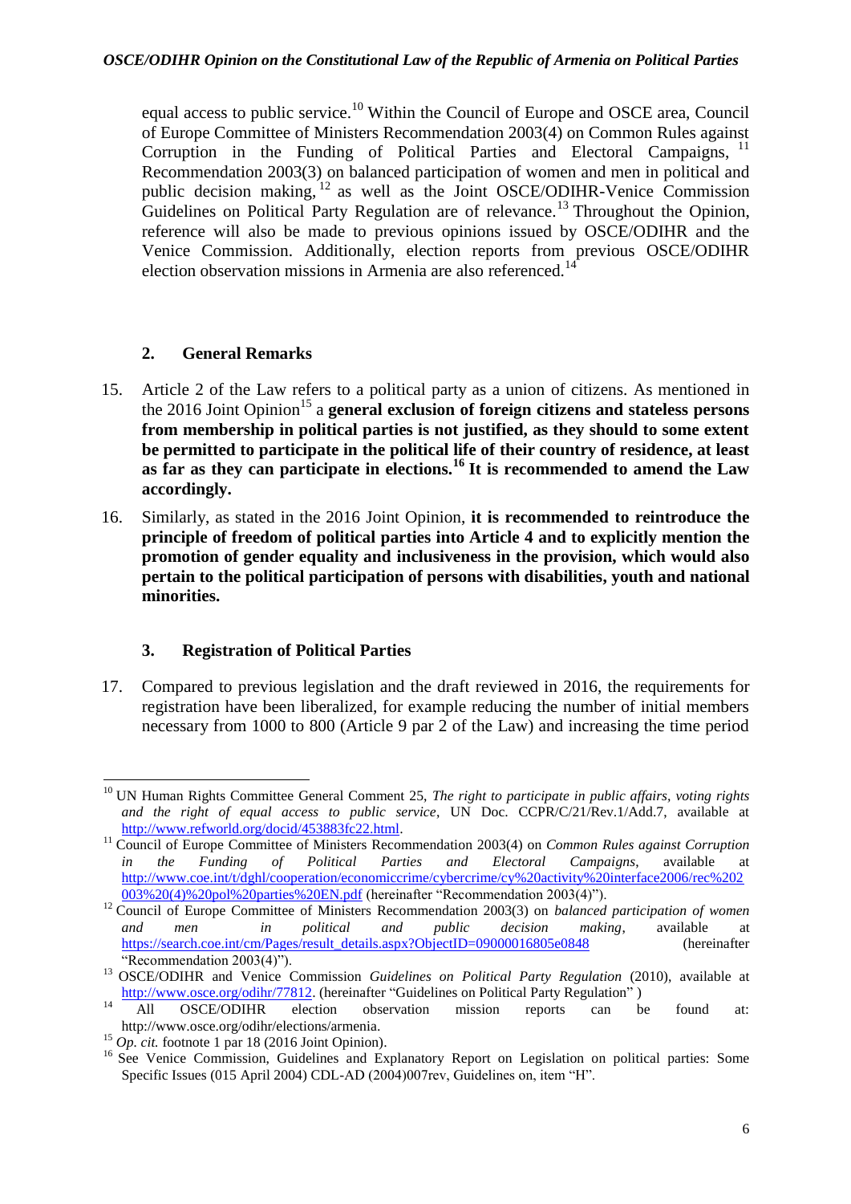equal access to public service.[10] Within the Council of Europe and OSCE area, Council of Europe Committee of Ministers Recommendation 2003(4) on Common Rules against Corruption in the Funding of Political Parties and Electoral Campaigns,[11] Recommendation 2003(3) on balanced participation of women and men in political and public decision making,[12] as well as the Joint OSCE/ODIHR-Venice Commission Guidelines on Political Party Regulation are of relevance.[13] Throughout the Opinion, reference will also be made to previous opinions issued by OSCE/ODIHR and the Venice Commission. Additionally, election reports from previous OSCE/ODIHR election observation missions in Armenia are also referenced.[14]

## 2. General Remarks

15. Article 2 of the Law refers to a political party as a union of citizens. As mentioned in the 2016 Joint Opinion[15] a **general exclusion of foreign citizens and stateless persons from membership in political parties is not justified, as they should to some extent be permitted to participate in the political life of their country of residence, at least as far as they can participate in elections.[16] It is recommended to amend the Law accordingly.**

16. Similarly, as stated in the 2016 Joint Opinion, **it is recommended to reintroduce the principle of freedom of political parties into Article 4 and to explicitly mention the promotion of gender equality and inclusiveness in the provision, which would also pertain to the political participation of persons with disabilities, youth and national minorities.**

## 3. Registration of Political Parties

17. Compared to previous legislation and the draft reviewed in 2016, the requirements for registration have been liberalized, for example reducing the number of initial members necessary from 1000 to 800 (Article 9 par 2 of the Law) and increasing the time period

---

[10] UN Human Rights Committee General Comment 25, *The right to participate in public affairs, voting rights and the right of equal access to public service*, UN Doc. CCPR/C/21/Rev.1/Add.7, available at http://www.refworld.org/docid/453883fc22.html.

[11] Council of Europe Committee of Ministers Recommendation 2003(4) on *Common Rules against Corruption in the Funding of Political Parties and Electoral Campaigns*, available at http://www.coe.int/t/dghl/cooperation/economiccrime/cybercrime/cy%20activity%20interface2006/rec%202003%20(4)%20pol%20parties%20EN.pdf (hereinafter "Recommendation 2003(4)").

[12] Council of Europe Committee of Ministers Recommendation 2003(3) on *balanced participation of women and men in political and public decision making*, available at https://search.coe.int/cm/Pages/result_details.aspx?ObjectID=09000016805e0848 (hereinafter "Recommendation 2003(4)").

[13] OSCE/ODIHR and Venice Commission *Guidelines on Political Party Regulation* (2010), available at http://www.osce.org/odihr/77812. (hereinafter "Guidelines on Political Party Regulation" )

[14] All OSCE/ODIHR election observation mission reports can be found at: http://www.osce.org/odihr/elections/armenia.

[15] *Op. cit.* footnote 1 par 18 (2016 Joint Opinion).

[16] See Venice Commission, Guidelines and Explanatory Report on Legislation on political parties: Some Specific Issues (015 April 2004) CDL-AD (2004)007rev, Guidelines on, item "H".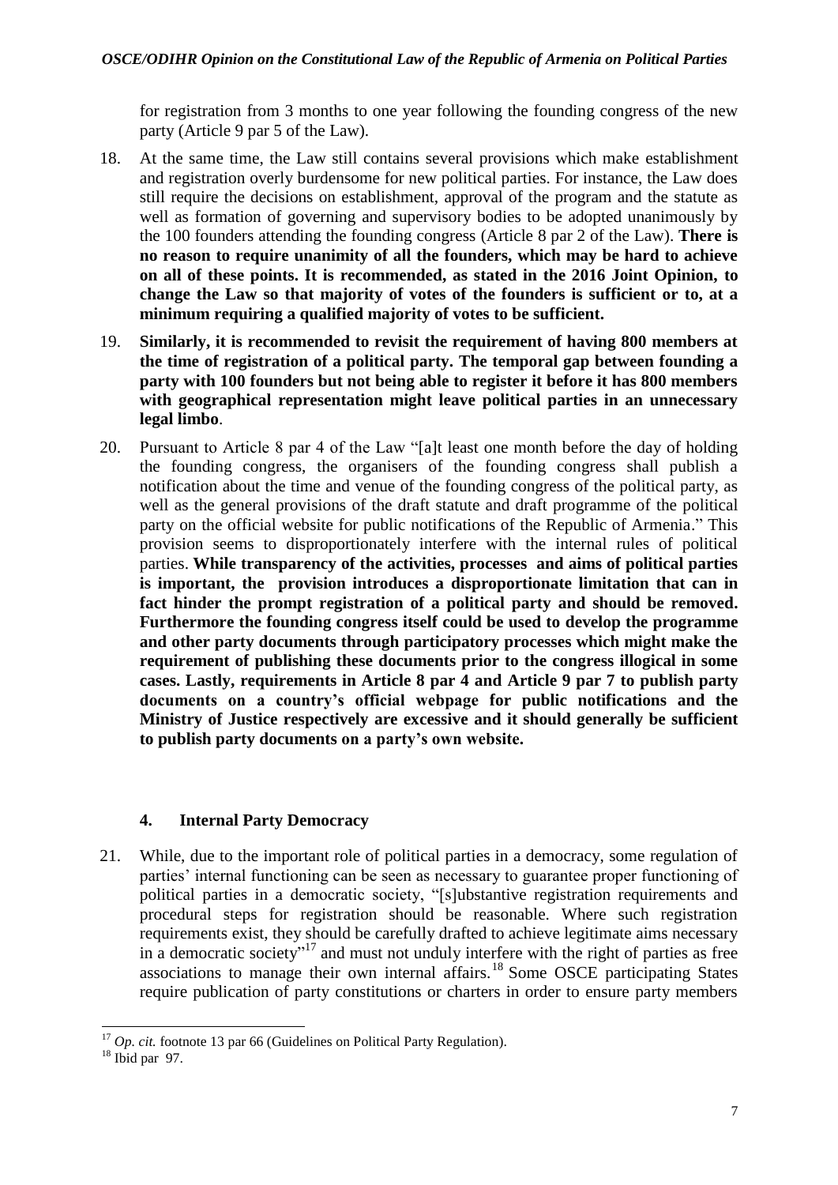for registration from 3 months to one year following the founding congress of the new party (Article 9 par 5 of the Law).

18. At the same time, the Law still contains several provisions which make establishment and registration overly burdensome for new political parties. For instance, the Law does still require the decisions on establishment, approval of the program and the statute as well as formation of governing and supervisory bodies to be adopted unanimously by the 100 founders attending the founding congress (Article 8 par 2 of the Law). **There is no reason to require unanimity of all the founders, which may be hard to achieve on all of these points. It is recommended, as stated in the 2016 Joint Opinion, to change the Law so that majority of votes of the founders is sufficient or to, at a minimum requiring a qualified majority of votes to be sufficient.**

19. **Similarly, it is recommended to revisit the requirement of having 800 members at the time of registration of a political party. The temporal gap between founding a party with 100 founders but not being able to register it before it has 800 members with geographical representation might leave political parties in an unnecessary legal limbo**.

20. Pursuant to Article 8 par 4 of the Law "[a]t least one month before the day of holding the founding congress, the organisers of the founding congress shall publish a notification about the time and venue of the founding congress of the political party, as well as the general provisions of the draft statute and draft programme of the political party on the official website for public notifications of the Republic of Armenia." This provision seems to disproportionately interfere with the internal rules of political parties. **While transparency of the activities, processes and aims of political parties is important, the provision introduces a disproportionate limitation that can in fact hinder the prompt registration of a political party and should be removed. Furthermore the founding congress itself could be used to develop the programme and other party documents through participatory processes which might make the requirement of publishing these documents prior to the congress illogical in some cases. Lastly, requirements in Article 8 par 4 and Article 9 par 7 to publish party documents on a country's official webpage for public notifications and the Ministry of Justice respectively are excessive and it should generally be sufficient to publish party documents on a party's own website.**

## 4. Internal Party Democracy

21. While, due to the important role of political parties in a democracy, some regulation of parties' internal functioning can be seen as necessary to guarantee proper functioning of political parties in a democratic society, "[s]ubstantive registration requirements and procedural steps for registration should be reasonable. Where such registration requirements exist, they should be carefully drafted to achieve legitimate aims necessary in a democratic society"[17] and must not unduly interfere with the right of parties as free associations to manage their own internal affairs.[18] Some OSCE participating States require publication of party constitutions or charters in order to ensure party members

---

[17] *Op. cit.* footnote 13 par 66 (Guidelines on Political Party Regulation).

[18] Ibid par 97.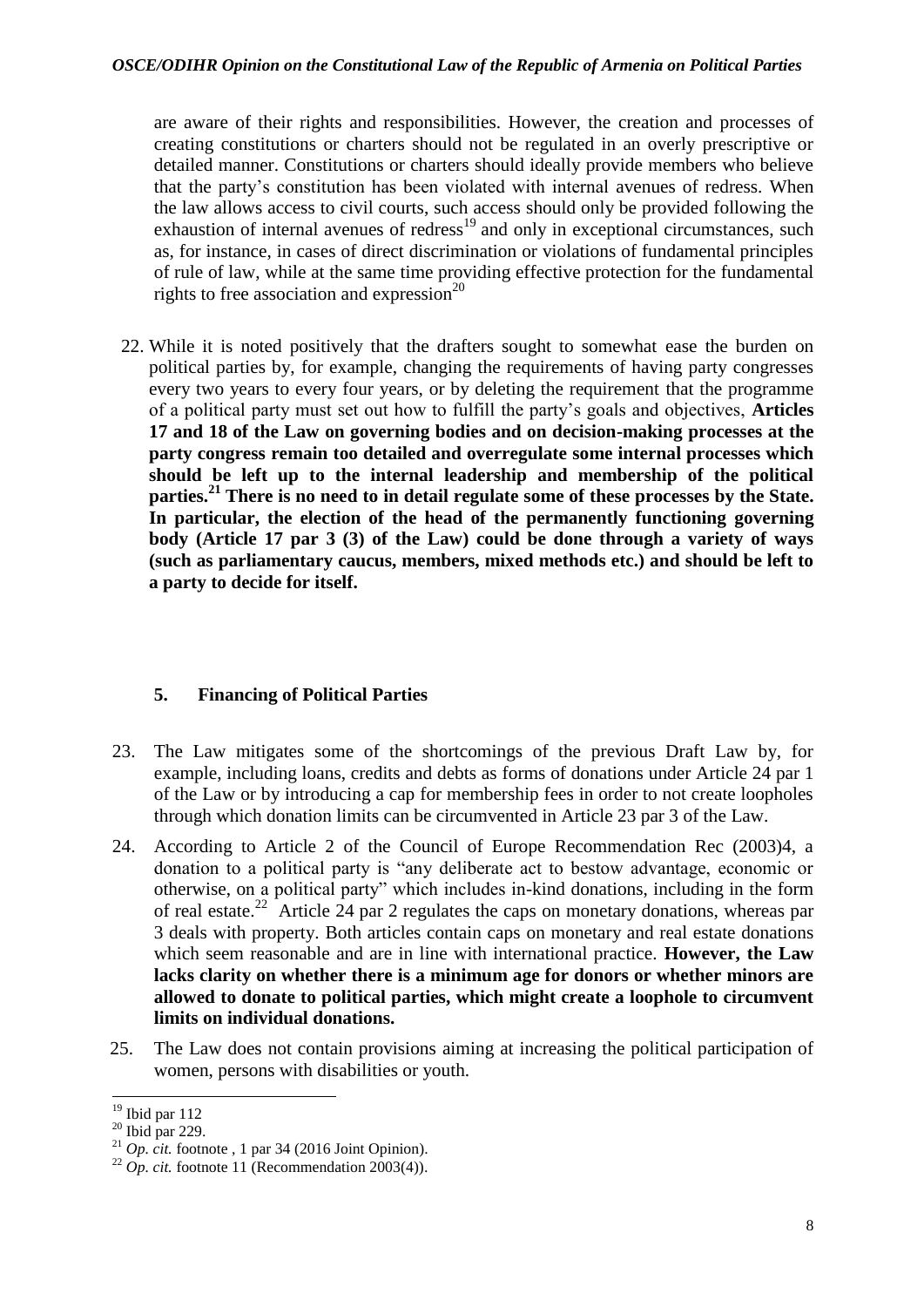are aware of their rights and responsibilities. However, the creation and processes of creating constitutions or charters should not be regulated in an overly prescriptive or detailed manner. Constitutions or charters should ideally provide members who believe that the party's constitution has been violated with internal avenues of redress. When the law allows access to civil courts, such access should only be provided following the exhaustion of internal avenues of redress[19] and only in exceptional circumstances, such as, for instance, in cases of direct discrimination or violations of fundamental principles of rule of law, while at the same time providing effective protection for the fundamental rights to free association and expression[20]

22. While it is noted positively that the drafters sought to somewhat ease the burden on political parties by, for example, changing the requirements of having party congresses every two years to every four years, or by deleting the requirement that the programme of a political party must set out how to fulfill the party's goals and objectives, **Articles 17 and 18 of the Law on governing bodies and on decision-making processes at the party congress remain too detailed and overregulate some internal processes which should be left up to the internal leadership and membership of the political parties.[21] There is no need to in detail regulate some of these processes by the State. In particular, the election of the head of the permanently functioning governing body (Article 17 par 3 (3) of the Law) could be done through a variety of ways (such as parliamentary caucus, members, mixed methods etc.) and should be left to a party to decide for itself.**

## 5. Financing of Political Parties

23. The Law mitigates some of the shortcomings of the previous Draft Law by, for example, including loans, credits and debts as forms of donations under Article 24 par 1 of the Law or by introducing a cap for membership fees in order to not create loopholes through which donation limits can be circumvented in Article 23 par 3 of the Law.

24. According to Article 2 of the Council of Europe Recommendation Rec (2003)4, a donation to a political party is "any deliberate act to bestow advantage, economic or otherwise, on a political party" which includes in-kind donations, including in the form of real estate.[22] Article 24 par 2 regulates the caps on monetary donations, whereas par 3 deals with property. Both articles contain caps on monetary and real estate donations which seem reasonable and are in line with international practice. **However, the Law lacks clarity on whether there is a minimum age for donors or whether minors are allowed to donate to political parties, which might create a loophole to circumvent limits on individual donations.**

25. The Law does not contain provisions aiming at increasing the political participation of women, persons with disabilities or youth.

---

[19] Ibid par 112

[20] Ibid par 229.

[21] *Op. cit.* footnote , 1 par 34 (2016 Joint Opinion).

[22] *Op. cit.* footnote 11 (Recommendation 2003(4)).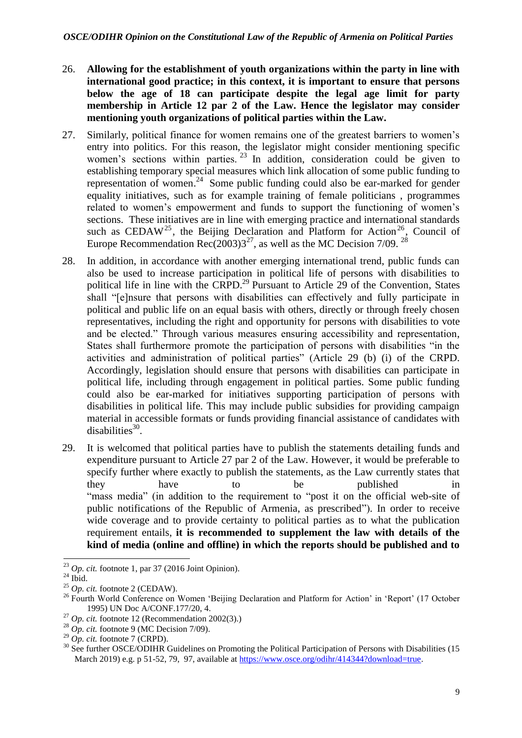26. **Allowing for the establishment of youth organizations within the party in line with international good practice; in this context, it is important to ensure that persons below the age of 18 can participate despite the legal age limit for party membership in Article 12 par 2 of the Law. Hence the legislator may consider mentioning youth organizations of political parties within the Law.**

27. Similarly, political finance for women remains one of the greatest barriers to women's entry into politics. For this reason, the legislator might consider mentioning specific women's sections within parties.[23] In addition, consideration could be given to establishing temporary special measures which link allocation of some public funding to representation of women.[24] Some public funding could also be ear-marked for gender equality initiatives, such as for example training of female politicians , programmes related to women's empowerment and funds to support the functioning of women's sections. These initiatives are in line with emerging practice and international standards such as CEDAW[25], the Beijing Declaration and Platform for Action[26], Council of Europe Recommendation Rec(2003)3[27], as well as the MC Decision 7/09.[28]

28. In addition, in accordance with another emerging international trend, public funds can also be used to increase participation in political life of persons with disabilities to political life in line with the CRPD.[29] Pursuant to Article 29 of the Convention, States shall "[e]nsure that persons with disabilities can effectively and fully participate in political and public life on an equal basis with others, directly or through freely chosen representatives, including the right and opportunity for persons with disabilities to vote and be elected." Through various measures ensuring accessibility and representation, States shall furthermore promote the participation of persons with disabilities "in the activities and administration of political parties" (Article 29 (b) (i) of the CRPD. Accordingly, legislation should ensure that persons with disabilities can participate in political life, including through engagement in political parties. Some public funding could also be ear-marked for initiatives supporting participation of persons with disabilities in political life. This may include public subsidies for providing campaign material in accessible formats or funds providing financial assistance of candidates with disabilities[30].

29. It is welcomed that political parties have to publish the statements detailing funds and expenditure pursuant to Article 27 par 2 of the Law. However, it would be preferable to specify further where exactly to publish the statements, as the Law currently states that they have to be published in "mass media" (in addition to the requirement to "post it on the official web-site of public notifications of the Republic of Armenia, as prescribed"). In order to receive wide coverage and to provide certainty to political parties as to what the publication requirement entails, **it is recommended to supplement the law with details of the kind of media (online and offline) in which the reports should be published and to**

---

[23] *Op. cit.* footnote 1, par 37 (2016 Joint Opinion).

[24] Ibid.

[25] *Op. cit.* footnote 2 (CEDAW).

[26] Fourth World Conference on Women 'Beijing Declaration and Platform for Action' in 'Report' (17 October 1995) UN Doc A/CONF.177/20, 4.

[27] *Op. cit.* footnote 12 (Recommendation 2002(3).)

[28] *Op. cit.* footnote 9 (MC Decision 7/09).

[29] *Op. cit.* footnote 7 (CRPD).

[30] See further OSCE/ODIHR Guidelines on Promoting the Political Participation of Persons with Disabilities (15 March 2019) e.g. p 51-52, 79, 97, available at https://www.osce.org/odihr/414344?download=true.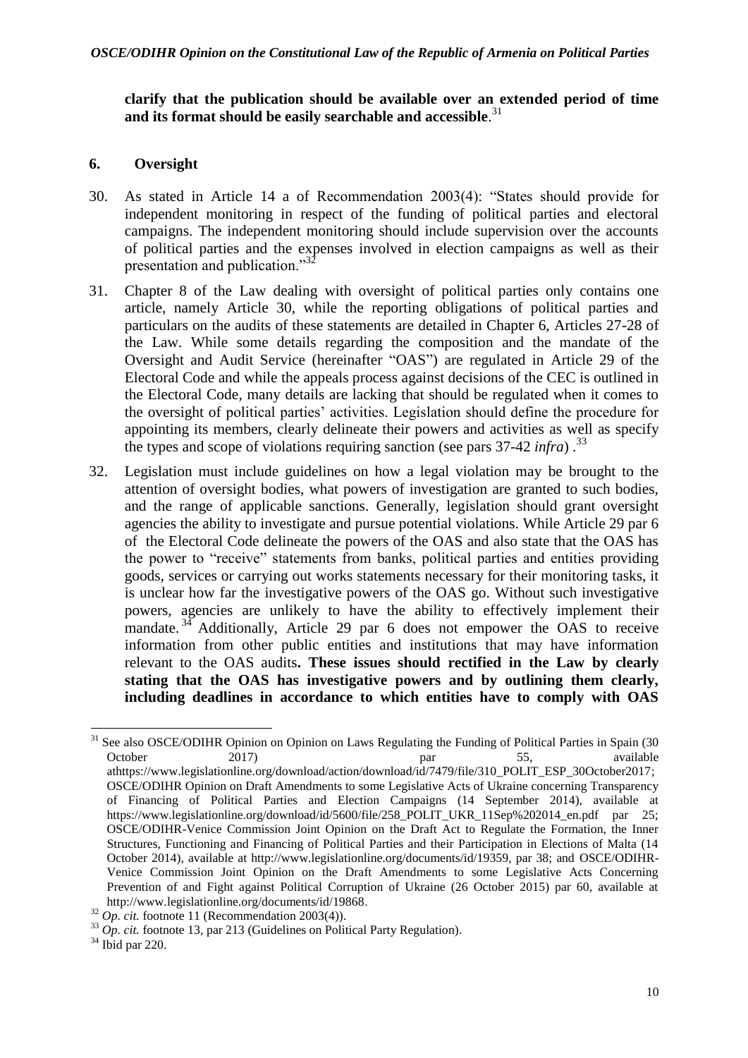**clarify that the publication should be available over an extended period of time and its format should be easily searchable and accessible**.[31]

## 6. Oversight

30. As stated in Article 14 a of Recommendation 2003(4): "States should provide for independent monitoring in respect of the funding of political parties and electoral campaigns. The independent monitoring should include supervision over the accounts of political parties and the expenses involved in election campaigns as well as their presentation and publication."[32]

31. Chapter 8 of the Law dealing with oversight of political parties only contains one article, namely Article 30, while the reporting obligations of political parties and particulars on the audits of these statements are detailed in Chapter 6, Articles 27-28 of the Law. While some details regarding the composition and the mandate of the Oversight and Audit Service (hereinafter "OAS") are regulated in Article 29 of the Electoral Code and while the appeals process against decisions of the CEC is outlined in the Electoral Code, many details are lacking that should be regulated when it comes to the oversight of political parties' activities. Legislation should define the procedure for appointing its members, clearly delineate their powers and activities as well as specify the types and scope of violations requiring sanction (see pars 37-42 *infra*) .[33]

32. Legislation must include guidelines on how a legal violation may be brought to the attention of oversight bodies, what powers of investigation are granted to such bodies, and the range of applicable sanctions. Generally, legislation should grant oversight agencies the ability to investigate and pursue potential violations. While Article 29 par 6 of the Electoral Code delineate the powers of the OAS and also state that the OAS has the power to "receive" statements from banks, political parties and entities providing goods, services or carrying out works statements necessary for their monitoring tasks, it is unclear how far the investigative powers of the OAS go. Without such investigative powers, agencies are unlikely to have the ability to effectively implement their mandate.[34] Additionally, Article 29 par 6 does not empower the OAS to receive information from other public entities and institutions that may have information relevant to the OAS audits**. These issues should rectified in the Law by clearly stating that the OAS has investigative powers and by outlining them clearly, including deadlines in accordance to which entities have to comply with OAS**

---

[31] See also OSCE/ODIHR Opinion on Opinion on Laws Regulating the Funding of Political Parties in Spain (30 October 2017) par 55, available athttps://www.legislationline.org/download/action/download/id/7479/file/310_POLIT_ESP_30October2017; OSCE/ODIHR Opinion on Draft Amendments to some Legislative Acts of Ukraine concerning Transparency of Financing of Political Parties and Election Campaigns (14 September 2014), available at https://www.legislationline.org/download/id/5600/file/258_POLIT_UKR_11Sep%202014_en.pdf par 25; OSCE/ODIHR-Venice Commission Joint Opinion on the Draft Act to Regulate the Formation, the Inner Structures, Functioning and Financing of Political Parties and their Participation in Elections of Malta (14 October 2014), available at http://www.legislationline.org/documents/id/19359, par 38; and OSCE/ODIHR-Venice Commission Joint Opinion on the Draft Amendments to some Legislative Acts Concerning Prevention of and Fight against Political Corruption of Ukraine (26 October 2015) par 60, available at http://www.legislationline.org/documents/id/19868.

[32] *Op. cit.* footnote 11 (Recommendation 2003(4)).

[33] *Op. cit.* footnote 13, par 213 (Guidelines on Political Party Regulation).

[34] Ibid par 220.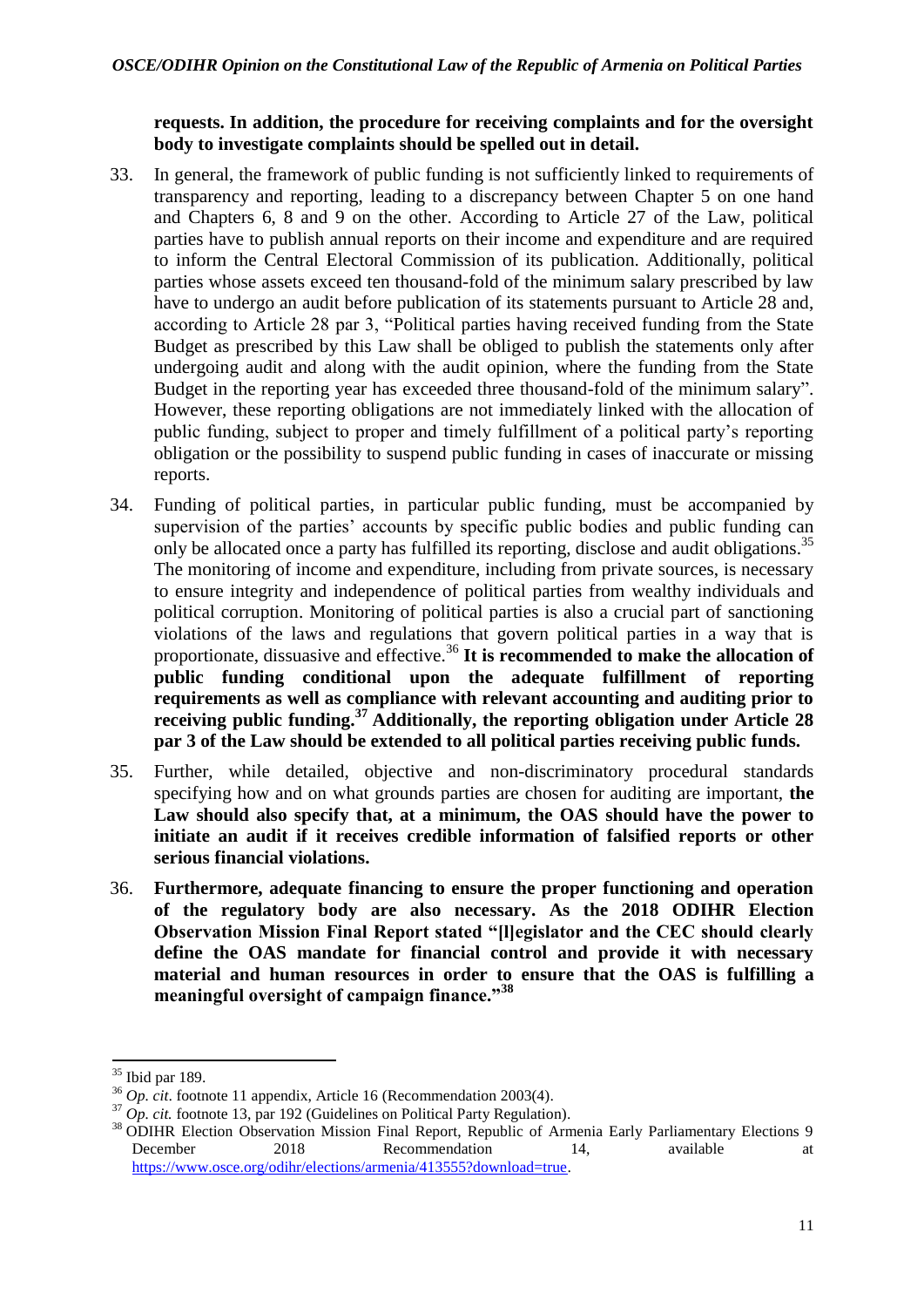**requests. In addition, the procedure for receiving complaints and for the oversight body to investigate complaints should be spelled out in detail.**

33. In general, the framework of public funding is not sufficiently linked to requirements of transparency and reporting, leading to a discrepancy between Chapter 5 on one hand and Chapters 6, 8 and 9 on the other. According to Article 27 of the Law, political parties have to publish annual reports on their income and expenditure and are required to inform the Central Electoral Commission of its publication. Additionally, political parties whose assets exceed ten thousand-fold of the minimum salary prescribed by law have to undergo an audit before publication of its statements pursuant to Article 28 and, according to Article 28 par 3, "Political parties having received funding from the State Budget as prescribed by this Law shall be obliged to publish the statements only after undergoing audit and along with the audit opinion, where the funding from the State Budget in the reporting year has exceeded three thousand-fold of the minimum salary". However, these reporting obligations are not immediately linked with the allocation of public funding, subject to proper and timely fulfillment of a political party's reporting obligation or the possibility to suspend public funding in cases of inaccurate or missing reports.

34. Funding of political parties, in particular public funding, must be accompanied by supervision of the parties' accounts by specific public bodies and public funding can only be allocated once a party has fulfilled its reporting, disclose and audit obligations.[35] The monitoring of income and expenditure, including from private sources, is necessary to ensure integrity and independence of political parties from wealthy individuals and political corruption. Monitoring of political parties is also a crucial part of sanctioning violations of the laws and regulations that govern political parties in a way that is proportionate, dissuasive and effective.[36] **It is recommended to make the allocation of public funding conditional upon the adequate fulfillment of reporting requirements as well as compliance with relevant accounting and auditing prior to receiving public funding.[37] Additionally, the reporting obligation under Article 28 par 3 of the Law should be extended to all political parties receiving public funds.**

35. Further, while detailed, objective and non-discriminatory procedural standards specifying how and on what grounds parties are chosen for auditing are important, **the Law should also specify that, at a minimum, the OAS should have the power to initiate an audit if it receives credible information of falsified reports or other serious financial violations.**

36. **Furthermore, adequate financing to ensure the proper functioning and operation of the regulatory body are also necessary. As the 2018 ODIHR Election Observation Mission Final Report stated "[l]egislator and the CEC should clearly define the OAS mandate for financial control and provide it with necessary material and human resources in order to ensure that the OAS is fulfilling a meaningful oversight of campaign finance."[38]**

---

[35] Ibid par 189.

[36] *Op. cit*. footnote 11 appendix, Article 16 (Recommendation 2003(4).

[37] *Op. cit.* footnote 13, par 192 (Guidelines on Political Party Regulation).

[38] ODIHR Election Observation Mission Final Report, Republic of Armenia Early Parliamentary Elections 9 December 2018 Recommendation 14, available at https://www.osce.org/odihr/elections/armenia/413555?download=true.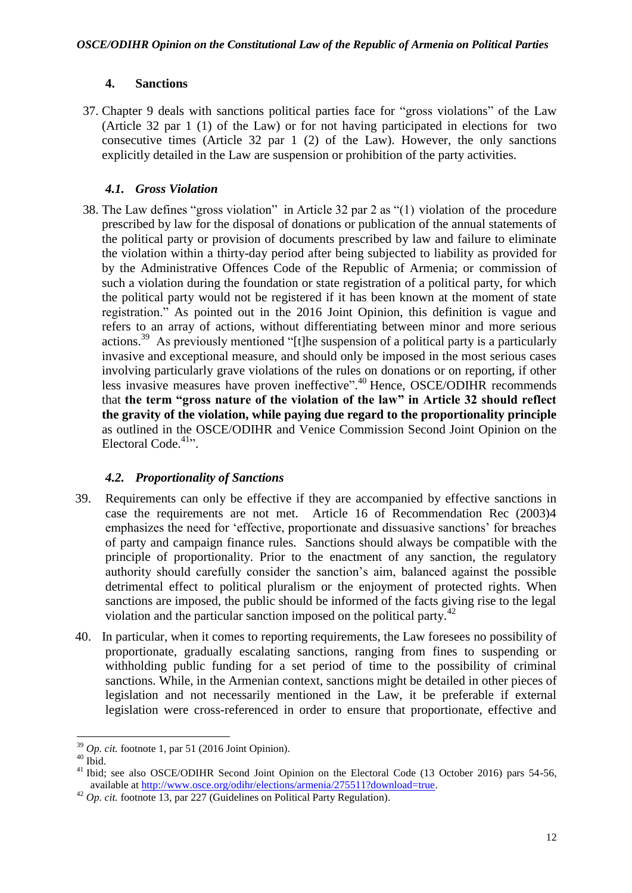### 4. Sanctions

37. Chapter 9 deals with sanctions political parties face for "gross violations" of the Law (Article 32 par 1 (1) of the Law) or for not having participated in elections for two consecutive times (Article 32 par 1 (2) of the Law). However, the only sanctions explicitly detailed in the Law are suspension or prohibition of the party activities.

#### *4.1. Gross Violation*

38. The Law defines "gross violation" in Article 32 par 2 as "(1) violation of the procedure prescribed by law for the disposal of donations or publication of the annual statements of the political party or provision of documents prescribed by law and failure to eliminate the violation within a thirty-day period after being subjected to liability as provided for by the Administrative Offences Code of the Republic of Armenia; or commission of such a violation during the foundation or state registration of a political party, for which the political party would not be registered if it has been known at the moment of state registration." As pointed out in the 2016 Joint Opinion, this definition is vague and refers to an array of actions, without differentiating between minor and more serious actions.[39] As previously mentioned "[t]he suspension of a political party is a particularly invasive and exceptional measure, and should only be imposed in the most serious cases involving particularly grave violations of the rules on donations or on reporting, if other less invasive measures have proven ineffective".[40] Hence, OSCE/ODIHR recommends that **the term "gross nature of the violation of the law" in Article 32 should reflect the gravity of the violation, while paying due regard to the proportionality principle** as outlined in the OSCE/ODIHR and Venice Commission Second Joint Opinion on the Electoral Code.[41]".

#### *4.2. Proportionality of Sanctions*

39. Requirements can only be effective if they are accompanied by effective sanctions in case the requirements are not met. Article 16 of Recommendation Rec (2003)4 emphasizes the need for 'effective, proportionate and dissuasive sanctions' for breaches of party and campaign finance rules. Sanctions should always be compatible with the principle of proportionality. Prior to the enactment of any sanction, the regulatory authority should carefully consider the sanction's aim, balanced against the possible detrimental effect to political pluralism or the enjoyment of protected rights. When sanctions are imposed, the public should be informed of the facts giving rise to the legal violation and the particular sanction imposed on the political party.[42]

40. In particular, when it comes to reporting requirements, the Law foresees no possibility of proportionate, gradually escalating sanctions, ranging from fines to suspending or withholding public funding for a set period of time to the possibility of criminal sanctions. While, in the Armenian context, sanctions might be detailed in other pieces of legislation and not necessarily mentioned in the Law, it be preferable if external legislation were cross-referenced in order to ensure that proportionate, effective and

---

[39] *Op. cit.* footnote 1, par 51 (2016 Joint Opinion).

[40] Ibid.

[41] Ibid; see also OSCE/ODIHR Second Joint Opinion on the Electoral Code (13 October 2016) pars 54-56, available at http://www.osce.org/odihr/elections/armenia/275511?download=true.

[42] *Op. cit.* footnote 13, par 227 (Guidelines on Political Party Regulation).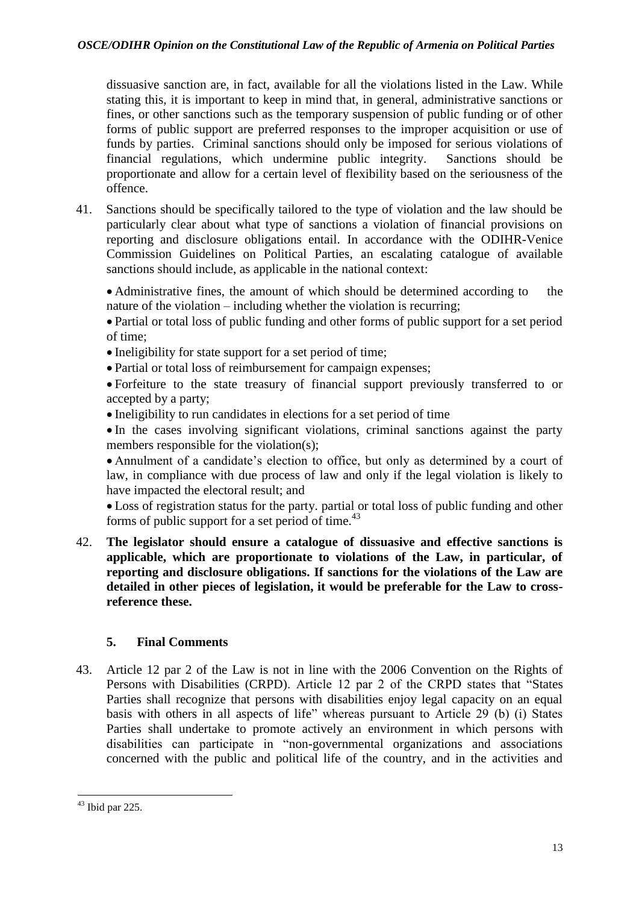dissuasive sanction are, in fact, available for all the violations listed in the Law. While stating this, it is important to keep in mind that, in general, administrative sanctions or fines, or other sanctions such as the temporary suspension of public funding or of other forms of public support are preferred responses to the improper acquisition or use of funds by parties. Criminal sanctions should only be imposed for serious violations of financial regulations, which undermine public integrity. Sanctions should be proportionate and allow for a certain level of flexibility based on the seriousness of the offence.

41. Sanctions should be specifically tailored to the type of violation and the law should be particularly clear about what type of sanctions a violation of financial provisions on reporting and disclosure obligations entail. In accordance with the ODIHR-Venice Commission Guidelines on Political Parties, an escalating catalogue of available sanctions should include, as applicable in the national context:

- Administrative fines, the amount of which should be determined according to the nature of the violation – including whether the violation is recurring;
- Partial or total loss of public funding and other forms of public support for a set period of time;
- Ineligibility for state support for a set period of time;
- Partial or total loss of reimbursement for campaign expenses;
- Forfeiture to the state treasury of financial support previously transferred to or accepted by a party;
- Ineligibility to run candidates in elections for a set period of time
- In the cases involving significant violations, criminal sanctions against the party members responsible for the violation(s);
- Annulment of a candidate's election to office, but only as determined by a court of law, in compliance with due process of law and only if the legal violation is likely to have impacted the electoral result; and
- Loss of registration status for the party. partial or total loss of public funding and other forms of public support for a set period of time.[43]

42. **The legislator should ensure a catalogue of dissuasive and effective sanctions is applicable, which are proportionate to violations of the Law, in particular, of reporting and disclosure obligations. If sanctions for the violations of the Law are detailed in other pieces of legislation, it would be preferable for the Law to cross-reference these.**

### 5. Final Comments

43. Article 12 par 2 of the Law is not in line with the 2006 Convention on the Rights of Persons with Disabilities (CRPD). Article 12 par 2 of the CRPD states that "States Parties shall recognize that persons with disabilities enjoy legal capacity on an equal basis with others in all aspects of life" whereas pursuant to Article 29 (b) (i) States Parties shall undertake to promote actively an environment in which persons with disabilities can participate in "non-governmental organizations and associations concerned with the public and political life of the country, and in the activities and

---

[43] Ibid par 225.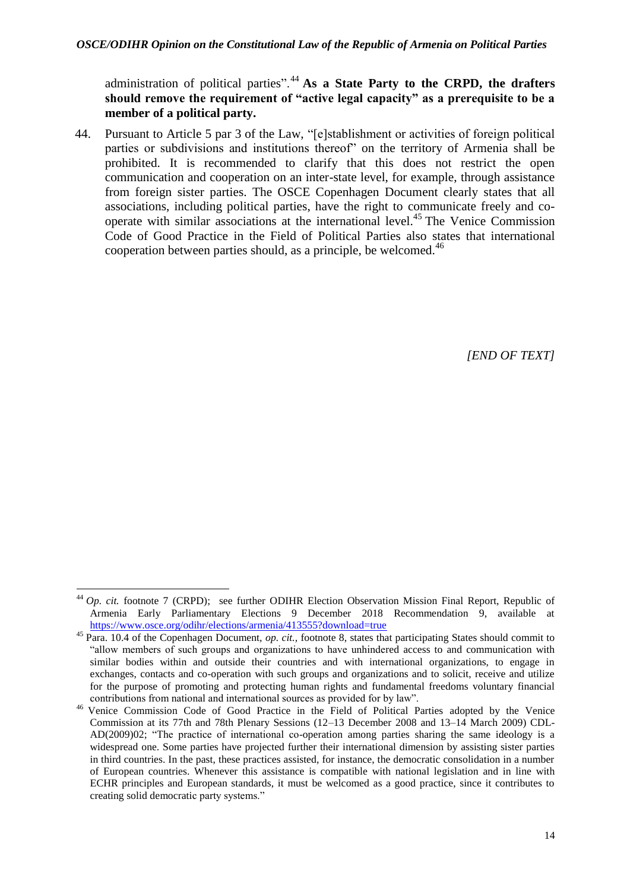administration of political parties".[44] **As a State Party to the CRPD, the drafters should remove the requirement of "active legal capacity" as a prerequisite to be a member of a political party.**

44. Pursuant to Article 5 par 3 of the Law, "[e]stablishment or activities of foreign political parties or subdivisions and institutions thereof" on the territory of Armenia shall be prohibited. It is recommended to clarify that this does not restrict the open communication and cooperation on an inter-state level, for example, through assistance from foreign sister parties. The OSCE Copenhagen Document clearly states that all associations, including political parties, have the right to communicate freely and co-operate with similar associations at the international level.[45] The Venice Commission Code of Good Practice in the Field of Political Parties also states that international cooperation between parties should, as a principle, be welcomed.[46]

*[END OF TEXT]*

---

[44] *Op. cit.* footnote 7 (CRPD); see further ODIHR Election Observation Mission Final Report, Republic of Armenia Early Parliamentary Elections 9 December 2018 Recommendation 9, available at https://www.osce.org/odihr/elections/armenia/413555?download=true

[45] Para. 10.4 of the Copenhagen Document, *op. cit.*, footnote 8, states that participating States should commit to "allow members of such groups and organizations to have unhindered access to and communication with similar bodies within and outside their countries and with international organizations, to engage in exchanges, contacts and co-operation with such groups and organizations and to solicit, receive and utilize for the purpose of promoting and protecting human rights and fundamental freedoms voluntary financial contributions from national and international sources as provided for by law".

[46] Venice Commission Code of Good Practice in the Field of Political Parties adopted by the Venice Commission at its 77th and 78th Plenary Sessions (12–13 December 2008 and 13–14 March 2009) CDL-AD(2009)02; "The practice of international co-operation among parties sharing the same ideology is a widespread one. Some parties have projected further their international dimension by assisting sister parties in third countries. In the past, these practices assisted, for instance, the democratic consolidation in a number of European countries. Whenever this assistance is compatible with national legislation and in line with ECHR principles and European standards, it must be welcomed as a good practice, since it contributes to creating solid democratic party systems."